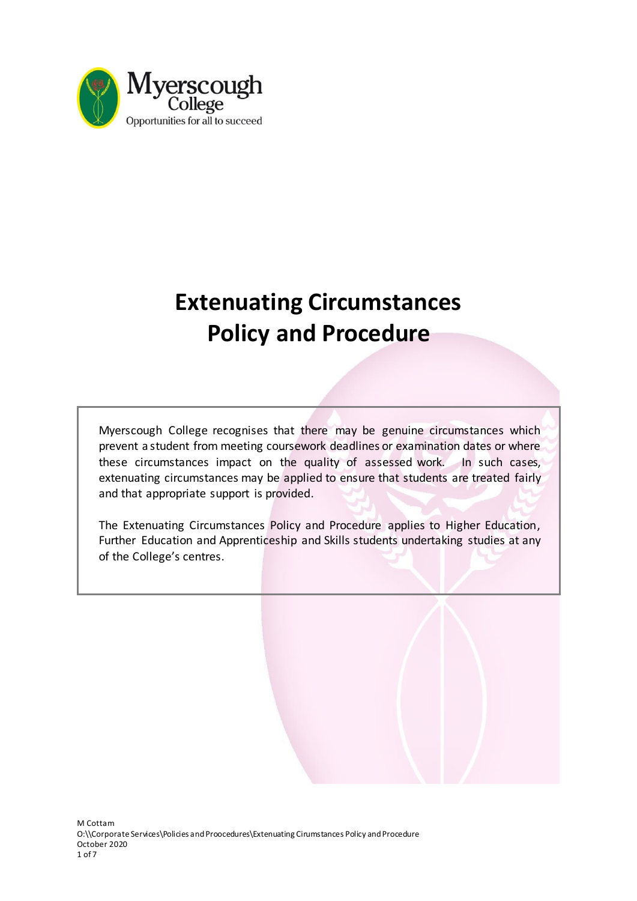# Extenuating Circumstances Policy and Procedure

Myerscough College recognises that there may be genuine circumstances which prevent a student from meeting coursework deadlines or examination dates or where these circumstances impact on the quality of assessed work. In such cases, extenuating circumstances may be applied to ensure that students are treated fairly and that appropriate support is provided.

The Extenuating Circumstances Policy and Procedure applies to Higher Education, Further Education and Apprenticeship and Skills students undertaking studies at any of the College's centres.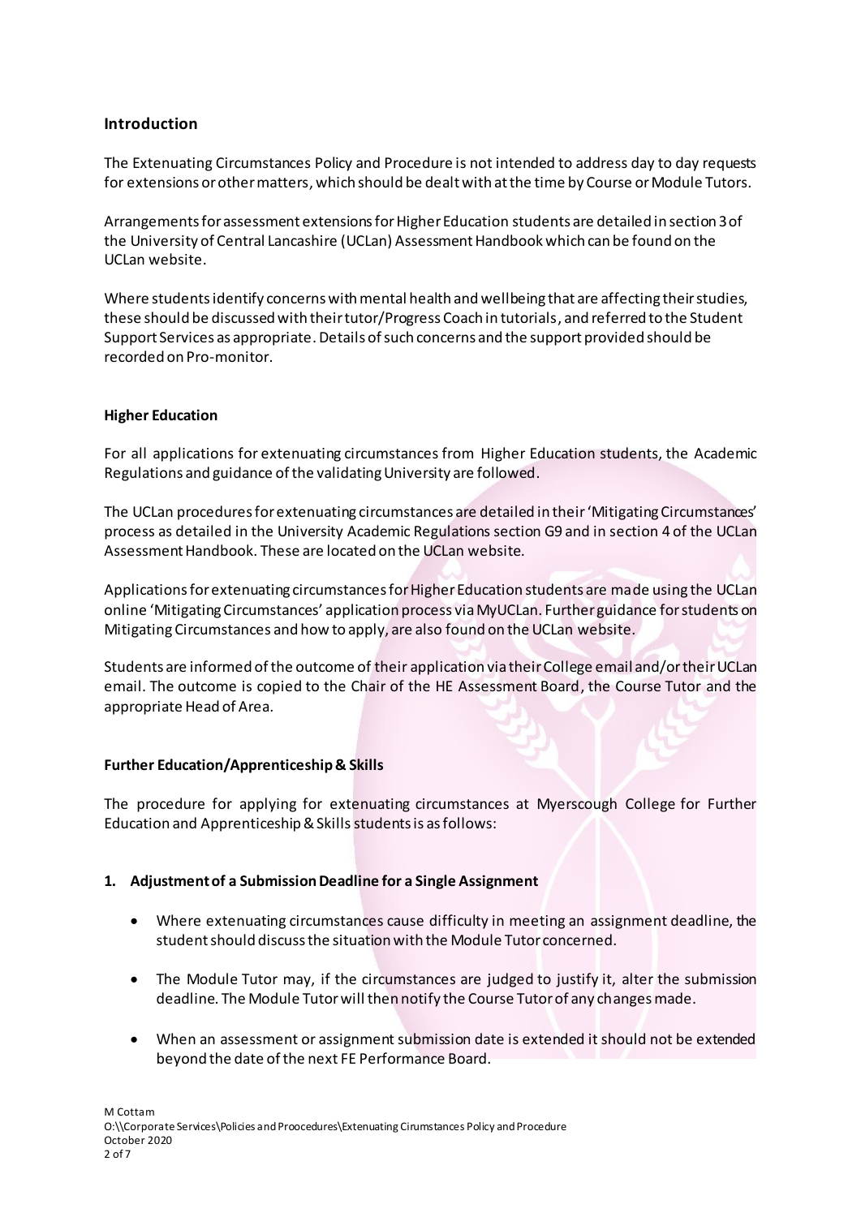## Introduction

The Extenuating Circumstances Policy and Procedure is not intended to address day to day requests for extensions or other matters, which should be dealt with at the time by Course or Module Tutors.

Arrangements for assessment extensions for Higher Education students are detailed in section 3 of the University of Central Lancashire (UCLan) Assessment Handbook which can be found on the UCLan website.

Where students identify concerns with mental health and wellbeing that are affecting their studies, these should be discussed with their tutor/Progress Coach in tutorials, and referred to the Student Support Services as appropriate. Details of such concerns and the support provided should be recorded on Pro-monitor.

### Higher Education

For all applications for extenuating circumstances from Higher Education students, the Academic Regulations and guidance of the validating University are followed.

The UCLan procedures for extenuating circumstances are detailed in their 'Mitigating Circumstances' process as detailed in the University Academic Regulations section G9 and in section 4 of the UCLan Assessment Handbook. These are located on the UCLan website.

Applications for extenuating circumstances for Higher Education students are made using the UCLan online 'Mitigating Circumstances' application process via MyUCLan. Further guidance for students on Mitigating Circumstances and how to apply, are also found on the UCLan website.

Students are informed of the outcome of their application via their College email and/or their UCLan email. The outcome is copied to the Chair of the HE Assessment Board, the Course Tutor and the appropriate Head of Area.

### Further Education/Apprenticeship & Skills

The procedure for applying for extenuating circumstances at Myerscough College for Further Education and Apprenticeship & Skills students is as follows:

**1. Adjustment of a Submission Deadline for a Single Assignment**

- Where extenuating circumstances cause difficulty in meeting an assignment deadline, the student should discuss the situation with the Module Tutor concerned.
- The Module Tutor may, if the circumstances are judged to justify it, alter the submission deadline. The Module Tutor will then notify the Course Tutor of any changes made.
- When an assessment or assignment submission date is extended it should not be extended beyond the date of the next FE Performance Board.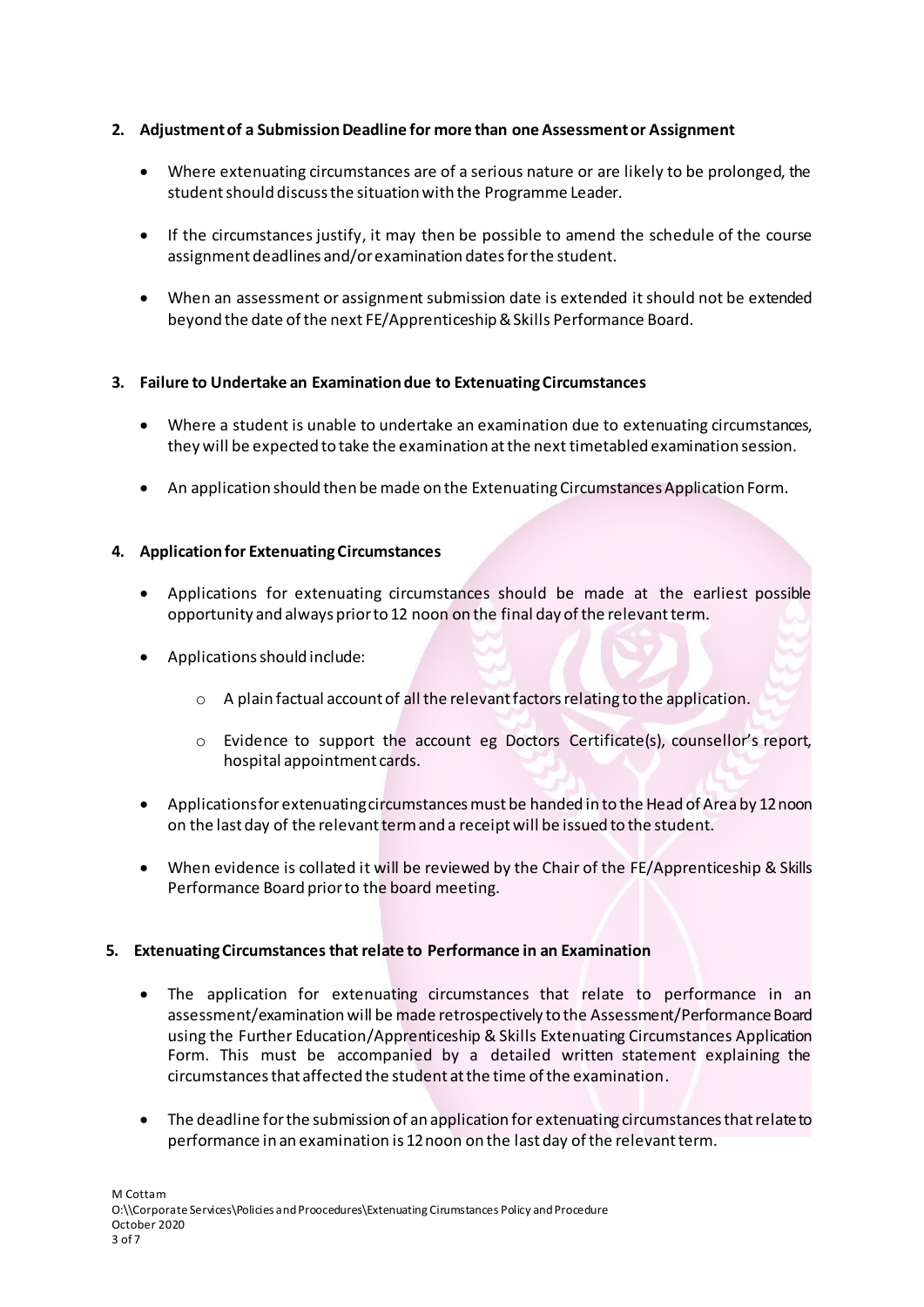## 2. Adjustment of a Submission Deadline for more than one Assessment or Assignment

- Where extenuating circumstances are of a serious nature or are likely to be prolonged, the student should discuss the situation with the Programme Leader.
- If the circumstances justify, it may then be possible to amend the schedule of the course assignment deadlines and/or examination dates for the student.
- When an assessment or assignment submission date is extended it should not be extended beyond the date of the next FE/Apprenticeship & Skills Performance Board.

## 3. Failure to Undertake an Examination due to Extenuating Circumstances

- Where a student is unable to undertake an examination due to extenuating circumstances, they will be expected to take the examination at the next timetabled examination session.
- An application should then be made on the Extenuating Circumstances Application Form.

## 4. Application for Extenuating Circumstances

- Applications for extenuating circumstances should be made at the earliest possible opportunity and always prior to 12 noon on the final day of the relevant term.
- Applications should include:
  - A plain factual account of all the relevant factors relating to the application.
  - Evidence to support the account eg Doctors Certificate(s), counsellor's report, hospital appointment cards.
- Applications for extenuating circumstances must be handed in to the Head of Area by 12 noon on the last day of the relevant term and a receipt will be issued to the student.
- When evidence is collated it will be reviewed by the Chair of the FE/Apprenticeship & Skills Performance Board prior to the board meeting.

## 5. Extenuating Circumstances that relate to Performance in an Examination

- The application for extenuating circumstances that relate to performance in an assessment/examination will be made retrospectively to the Assessment/Performance Board using the Further Education/Apprenticeship & Skills Extenuating Circumstances Application Form. This must be accompanied by a detailed written statement explaining the circumstances that affected the student at the time of the examination.
- The deadline for the submission of an application for extenuating circumstances that relate to performance in an examination is 12 noon on the last day of the relevant term.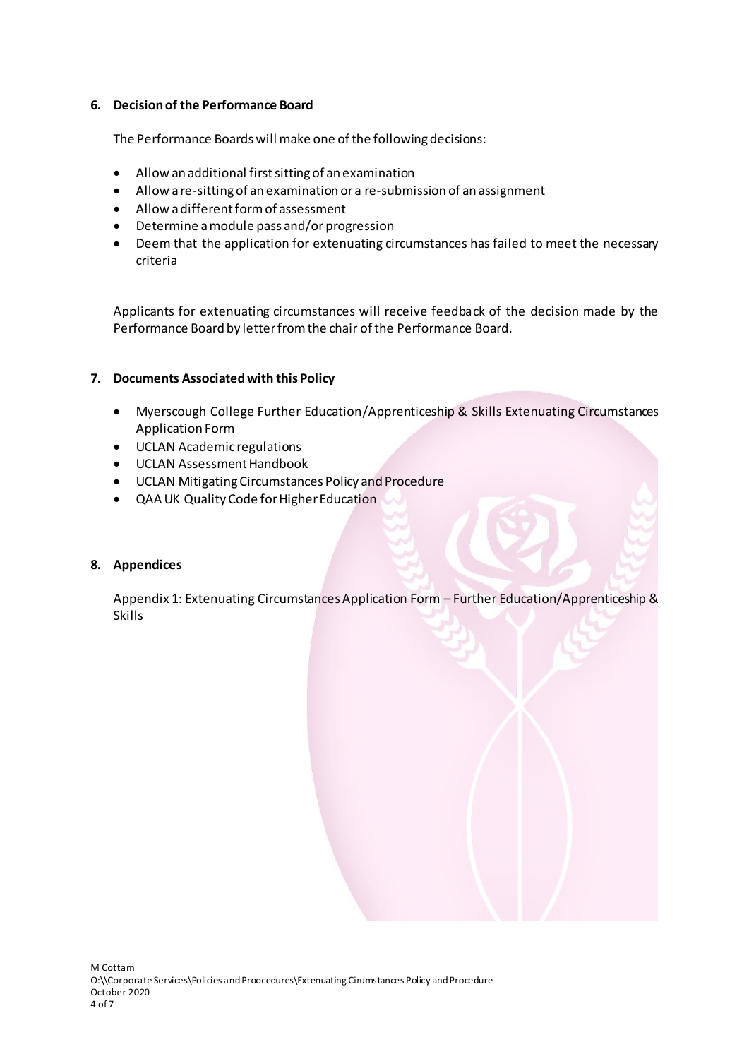## 6. Decision of the Performance Board

The Performance Boards will make one of the following decisions:

- Allow an additional first sitting of an examination
- Allow a re-sitting of an examination or a re-submission of an assignment
- Allow a different form of assessment
- Determine a module pass and/or progression
- Deem that the application for extenuating circumstances has failed to meet the necessary criteria

Applicants for extenuating circumstances will receive feedback of the decision made by the Performance Board by letter from the chair of the Performance Board.

## 7. Documents Associated with this Policy

- Myerscough College Further Education/Apprenticeship & Skills Extenuating Circumstances Application Form
- UCLAN Academic regulations
- UCLAN Assessment Handbook
- UCLAN Mitigating Circumstances Policy and Procedure
- QAA UK Quality Code for Higher Education

## 8. Appendices

Appendix 1: Extenuating Circumstances Application Form – Further Education/Apprenticeship & Skills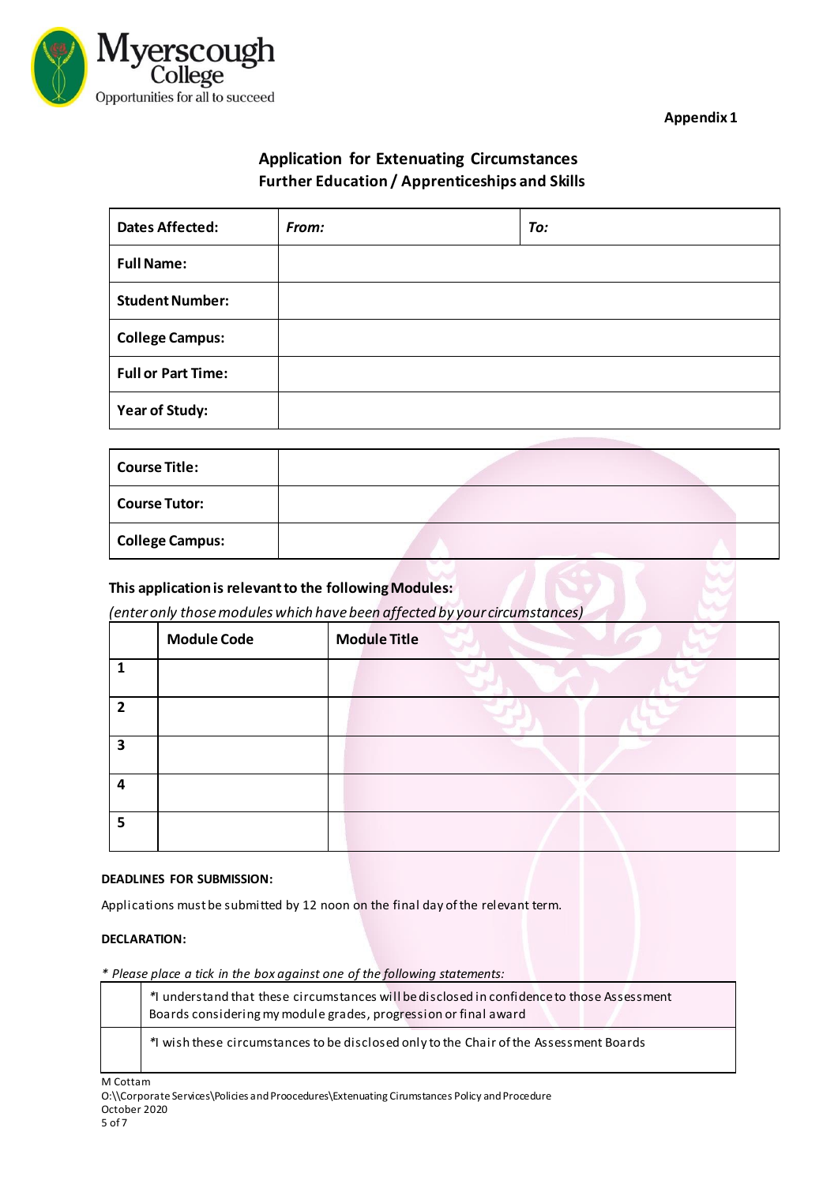Appendix 1

## Application for Extenuating Circumstances
### Further Education / Apprenticeships and Skills

| **Dates Affected:** | ***From:*** | ***To:*** |
|---|---|---|
| **Full Name:** | | |
| **Student Number:** | | |
| **College Campus:** | | |
| **Full or Part Time:** | | |
| **Year of Study:** | | |

| **Course Title:** | |
|---|---|
| **Course Tutor:** | |
| **College Campus:** | |

**This application is relevant to the following Modules:**

*(enter only those modules which have been affected by your circumstances)*

| | Module Code | Module Title |
|---|---|---|
| **1** | | |
| **2** | | |
| **3** | | |
| **4** | | |
| **5** | | |

**DEADLINES FOR SUBMISSION:**

Applications must be submitted by 12 noon on the final day of the relevant term.

**DECLARATION:**

*\* Please place a tick in the box against one of the following statements:*

| | |
|---|---|
| | *I understand that these circumstances will be disclosed in confidence to those Assessment Boards considering my module grades, progression or final award |
| | *I wish these circumstances to be disclosed only to the Chair of the Assessment Boards |

M Cottam
O:\\Corporate Services\Policies and Proocedures\Extenuating Cirumstances Policy and Procedure
October 2020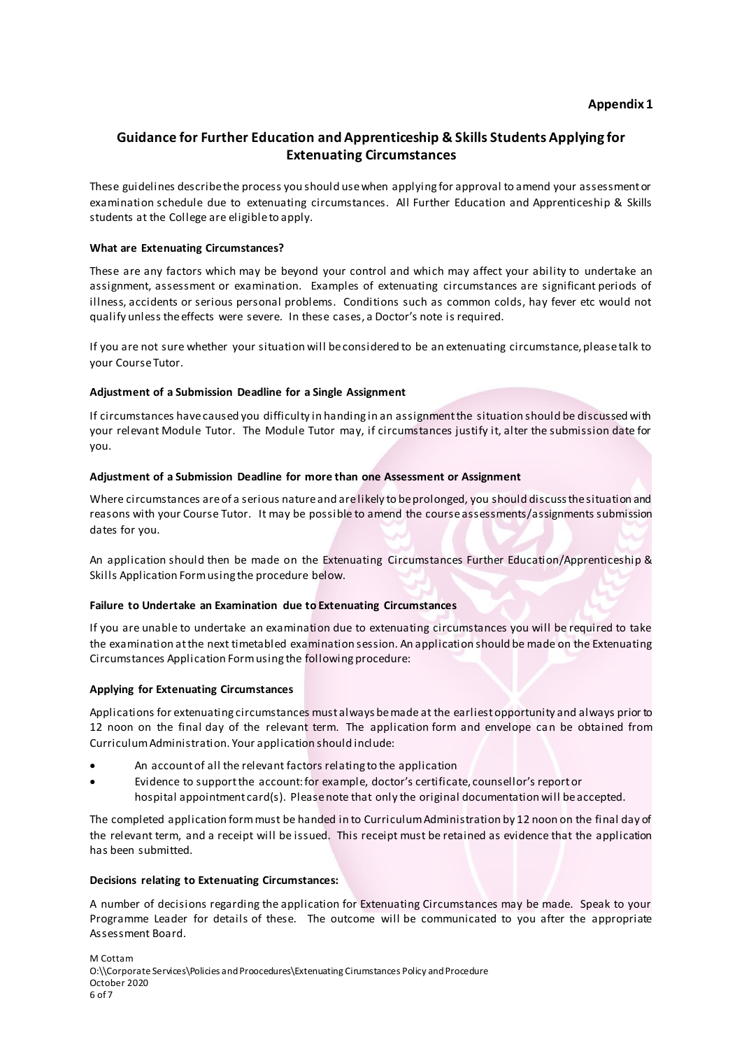**Appendix 1**

## Guidance for Further Education and Apprenticeship & Skills Students Applying for Extenuating Circumstances

These guidelines describe the process you should use when applying for approval to amend your assessment or examination schedule due to extenuating circumstances. All Further Education and Apprenticeship & Skills students at the College are eligible to apply.

**What are Extenuating Circumstances?**

These are any factors which may be beyond your control and which may affect your ability to undertake an assignment, assessment or examination. Examples of extenuating circumstances are significant periods of illness, accidents or serious personal problems. Conditions such as common colds, hay fever etc would not qualify unless the effects were severe. In these cases, a Doctor's note is required.

If you are not sure whether your situation will be considered to be an extenuating circumstance, please talk to your Course Tutor.

**Adjustment of a Submission Deadline for a Single Assignment**

If circumstances have caused you difficulty in handing in an assignment the situation should be discussed with your relevant Module Tutor. The Module Tutor may, if circumstances justify it, alter the submission date for you.

**Adjustment of a Submission Deadline for more than one Assessment or Assignment**

Where circumstances are of a serious nature and are likely to be prolonged, you should discuss the situation and reasons with your Course Tutor. It may be possible to amend the course assessments/assignments submission dates for you.

An application should then be made on the Extenuating Circumstances Further Education/Apprenticeship & Skills Application Form using the procedure below.

**Failure to Undertake an Examination due to Extenuating Circumstances**

If you are unable to undertake an examination due to extenuating circumstances you will be required to take the examination at the next timetabled examination session. An application should be made on the Extenuating Circumstances Application Form using the following procedure:

**Applying for Extenuating Circumstances**

Applications for extenuating circumstances must always be made at the earliest opportunity and always prior to 12 noon on the final day of the relevant term. The application form and envelope can be obtained from Curriculum Administration. Your application should include:

- An account of all the relevant factors relating to the application
- Evidence to support the account: for example, doctor's certificate, counsellor's report or hospital appointment card(s). Please note that only the original documentation will be accepted.

The completed application form must be handed in to Curriculum Administration by 12 noon on the final day of the relevant term, and a receipt will be issued. This receipt must be retained as evidence that the application has been submitted.

**Decisions relating to Extenuating Circumstances:**

A number of decisions regarding the application for Extenuating Circumstances may be made. Speak to your Programme Leader for details of these. The outcome will be communicated to you after the appropriate Assessment Board.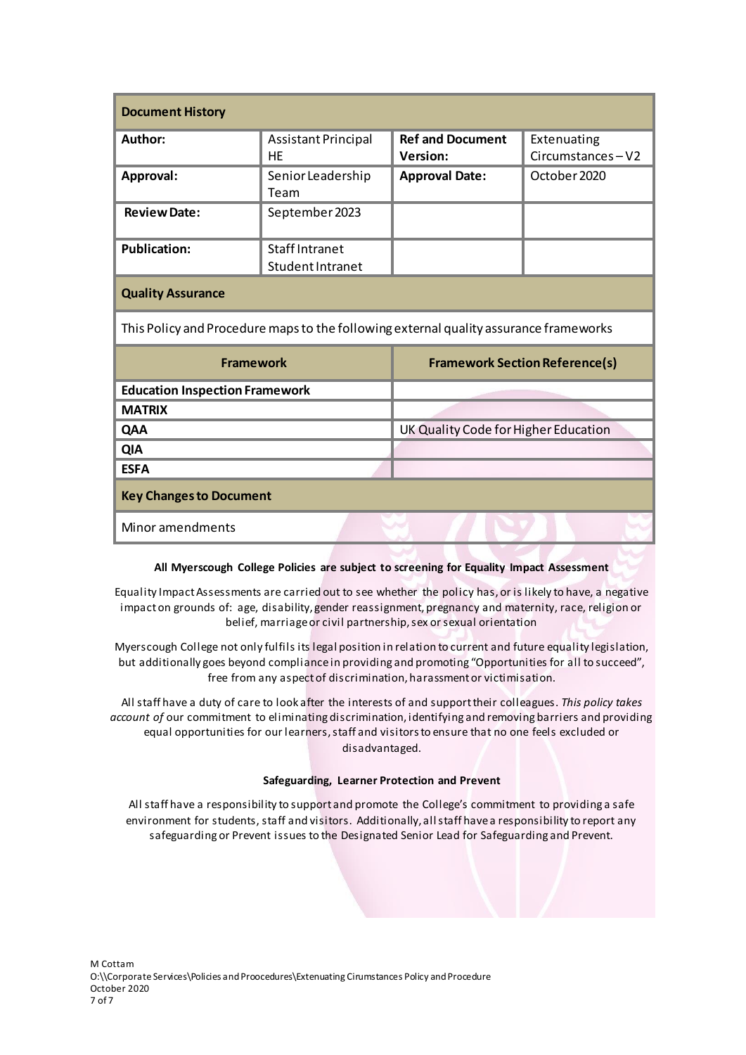| Document History | | | |
|---|---|---|---|
| **Author:** | Assistant Principal HE | **Ref and Document Version:** | Extenuating Circumstances – V2 |
| **Approval:** | Senior Leadership Team | **Approval Date:** | October 2020 |
| **Review Date:** | September 2023 | | |
| **Publication:** | Staff Intranet<br>Student Intranet | | |

**Quality Assurance**

This Policy and Procedure maps to the following external quality assurance frameworks

| Framework | Framework Section Reference(s) |
|---|---|
| **Education Inspection Framework** | |
| **MATRIX** | |
| **QAA** | UK Quality Code for Higher Education |
| **QIA** | |
| **ESFA** | |

**Key Changes to Document**

Minor amendments

**All Myerscough College Policies are subject to screening for Equality Impact Assessment**

Equality Impact Assessments are carried out to see whether the policy has, or is likely to have, a negative impact on grounds of: age, disability, gender reassignment, pregnancy and maternity, race, religion or belief, marriage or civil partnership, sex or sexual orientation

Myerscough College not only fulfils its legal position in relation to current and future equality legislation, but additionally goes beyond compliance in providing and promoting "Opportunities for all to succeed", free from any aspect of discrimination, harassment or victimisation.

All staff have a duty of care to look after the interests of and support their colleagues. *This policy takes account of* our commitment to eliminating discrimination, identifying and removing barriers and providing equal opportunities for our learners, staff and visitors to ensure that no one feels excluded or disadvantaged.

**Safeguarding, Learner Protection and Prevent**

All staff have a responsibility to support and promote the College's commitment to providing a safe environment for students, staff and visitors. Additionally, all staff have a responsibility to report any safeguarding or Prevent issues to the Designated Senior Lead for Safeguarding and Prevent.